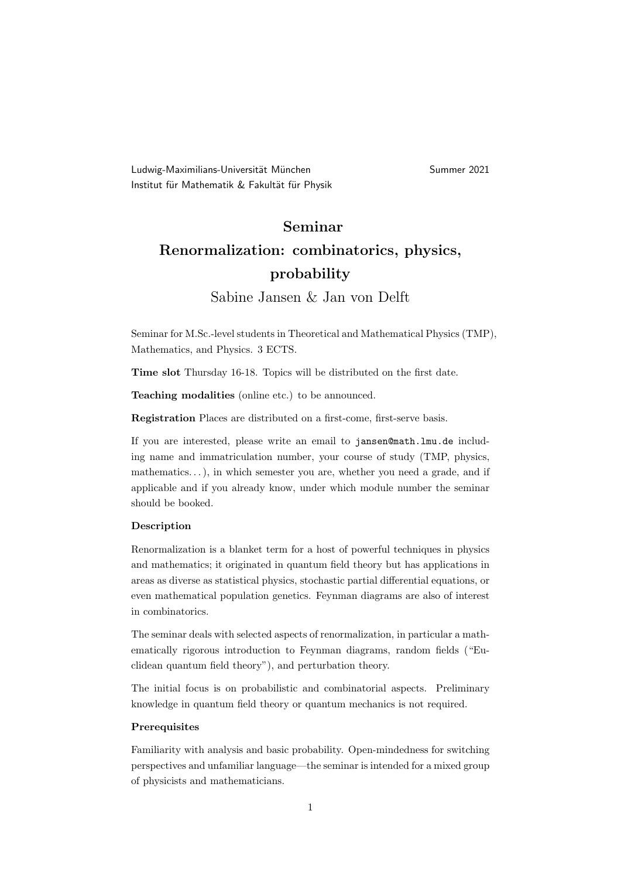Ludwig-Maximilians-Universität München | Summer 2021

Institut für Mathematik & Fakultät für Physik

# Seminar
# Renormalization: combinatorics, physics, probability

Sabine Jansen & Jan von Delft

Seminar for M.Sc.-level students in Theoretical and Mathematical Physics (TMP), Mathematics, and Physics. 3 ECTS.

**Time slot** Thursday 16-18. Topics will be distributed on the first date.

**Teaching modalities** (online etc.) to be announced.

**Registration** Places are distributed on a first-come, first-serve basis.

If you are interested, please write an email to `jansen@math.lmu.de` including name and immatriculation number, your course of study (TMP, physics, mathematics...), in which semester you are, whether you need a grade, and if applicable and if you already know, under which module number the seminar should be booked.

### Description

Renormalization is a blanket term for a host of powerful techniques in physics and mathematics; it originated in quantum field theory but has applications in areas as diverse as statistical physics, stochastic partial differential equations, or even mathematical population genetics. Feynman diagrams are also of interest in combinatorics.

The seminar deals with selected aspects of renormalization, in particular a mathematically rigorous introduction to Feynman diagrams, random fields ("Euclidean quantum field theory"), and perturbation theory.

The initial focus is on probabilistic and combinatorial aspects. Preliminary knowledge in quantum field theory or quantum mechanics is not required.

### Prerequisites

Familiarity with analysis and basic probability. Open-mindedness for switching perspectives and unfamiliar language—the seminar is intended for a mixed group of physicists and mathematicians.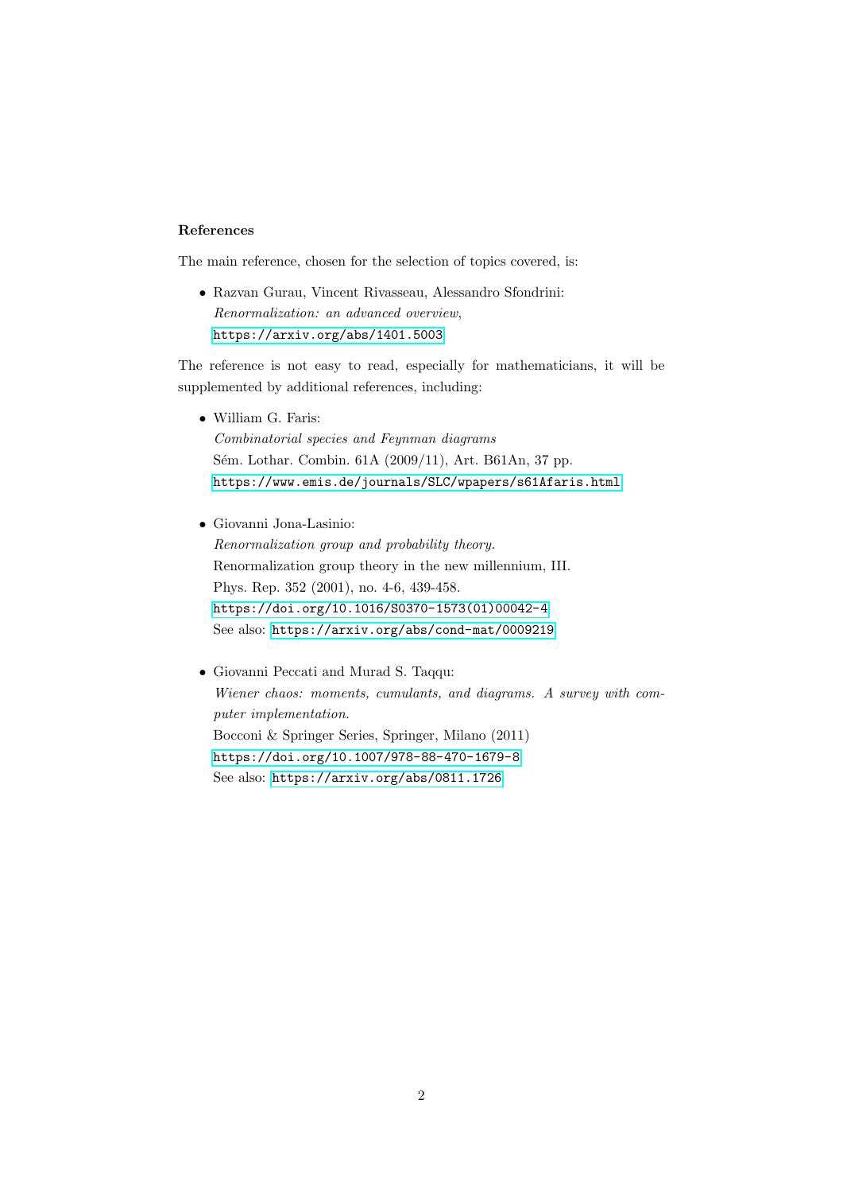**References**

The main reference, chosen for the selection of topics covered, is:

- Razvan Gurau, Vincent Rivasseau, Alessandro Sfondrini:
  *Renormalization: an advanced overview*,
  https://arxiv.org/abs/1401.5003

The reference is not easy to read, especially for mathematicians, it will be supplemented by additional references, including:

- William G. Faris:
  *Combinatorial species and Feynman diagrams*
  Sém. Lothar. Combin. 61A (2009/11), Art. B61An, 37 pp.
  https://www.emis.de/journals/SLC/wpapers/s61Afaris.html

- Giovanni Jona-Lasinio:
  *Renormalization group and probability theory.*
  Renormalization group theory in the new millennium, III.
  Phys. Rep. 352 (2001), no. 4-6, 439-458.
  https://doi.org/10.1016/S0370-1573(01)00042-4
  See also: https://arxiv.org/abs/cond-mat/0009219

- Giovanni Peccati and Murad S. Taqqu:
  *Wiener chaos: moments, cumulants, and diagrams. A survey with computer implementation.*
  Bocconi & Springer Series, Springer, Milano (2011)
  https://doi.org/10.1007/978-88-470-1679-8
  See also: https://arxiv.org/abs/0811.1726